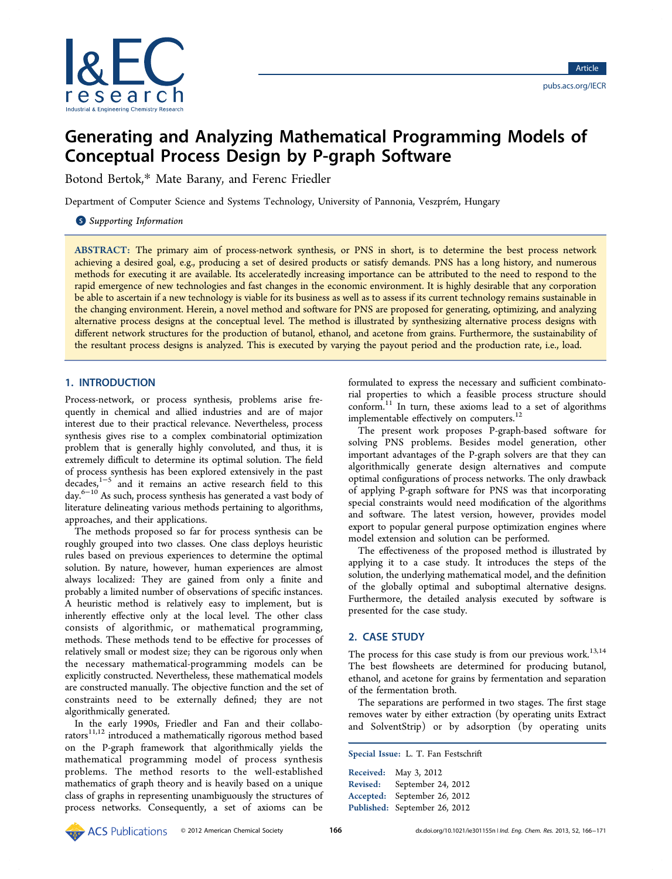# Generating and Analyzing Mathematical Programming Models of Conceptual Process Design by P-graph Software

Botond Bertok,* Mate Barany, and Ferenc Friedler

Department of Computer Science and Systems Technology, University of Pannonia, Veszprém, Hungary

Supporting Information

**ABSTRACT:** The primary aim of process-network synthesis, or PNS in short, is to determine the best process network achieving a desired goal, e.g., producing a set of desired products or satisfy demands. PNS has a long history, and numerous methods for executing it are available. Its acceleratedly increasing importance can be attributed to the need to respond to the rapid emergence of new technologies and fast changes in the economic environment. It is highly desirable that any corporation be able to ascertain if a new technology is viable for its business as well as to assess if its current technology remains sustainable in the changing environment. Herein, a novel method and software for PNS are proposed for generating, optimizing, and analyzing alternative process designs at the conceptual level. The method is illustrated by synthesizing alternative process designs with different network structures for the production of butanol, ethanol, and acetone from grains. Furthermore, the sustainability of the resultant process designs is analyzed. This is executed by varying the payout period and the production rate, i.e., load.

## 1. INTRODUCTION

Process-network, or process synthesis, problems arise frequently in chemical and allied industries and are of major interest due to their practical relevance. Nevertheless, process synthesis gives rise to a complex combinatorial optimization problem that is generally highly convoluted, and thus, it is extremely difficult to determine its optimal solution. The field of process synthesis has been explored extensively in the past decades,[1−5] and it remains an active research field to this day.[6−10] As such, process synthesis has generated a vast body of literature delineating various methods pertaining to algorithms, approaches, and their applications.

The methods proposed so far for process synthesis can be roughly grouped into two classes. One class deploys heuristic rules based on previous experiences to determine the optimal solution. By nature, however, human experiences are almost always localized: They are gained from only a finite and probably a limited number of observations of specific instances. A heuristic method is relatively easy to implement, but is inherently effective only at the local level. The other class consists of algorithmic, or mathematical programming, methods. These methods tend to be effective for processes of relatively small or modest size; they can be rigorous only when the necessary mathematical-programming models can be explicitly constructed. Nevertheless, these mathematical models are constructed manually. The objective function and the set of constraints need to be externally defined; they are not algorithmically generated.

In the early 1990s, Friedler and Fan and their collaborators[11,12] introduced a mathematically rigorous method based on the P-graph framework that algorithmically yields the mathematical programming model of process synthesis problems. The method resorts to the well-established mathematics of graph theory and is heavily based on a unique class of graphs in representing unambiguously the structures of process networks. Consequently, a set of axioms can be formulated to express the necessary and sufficient combinatorial properties to which a feasible process structure should conform.[11] In turn, these axioms lead to a set of algorithms implementable effectively on computers.[12]

The present work proposes P-graph-based software for solving PNS problems. Besides model generation, other important advantages of the P-graph solvers are that they can algorithmically generate design alternatives and compute optimal configurations of process networks. The only drawback of applying P-graph software for PNS was that incorporating special constraints would need modification of the algorithms and software. The latest version, however, provides model export to popular general purpose optimization engines where model extension and solution can be performed.

The effectiveness of the proposed method is illustrated by applying it to a case study. It introduces the steps of the solution, the underlying mathematical model, and the definition of the globally optimal and suboptimal alternative designs. Furthermore, the detailed analysis executed by software is presented for the case study.

## 2. CASE STUDY

The process for this case study is from our previous work.[13,14] The best flowsheets are determined for producing butanol, ethanol, and acetone for grains by fermentation and separation of the fermentation broth.

The separations are performed in two stages. The first stage removes water by either extraction (by operating units Extract and SolventStrip) or by adsorption (by operating units

Special Issue: L. T. Fan Festschrift

Received: May 3, 2012
Revised: September 24, 2012
Accepted: September 26, 2012
Published: September 26, 2012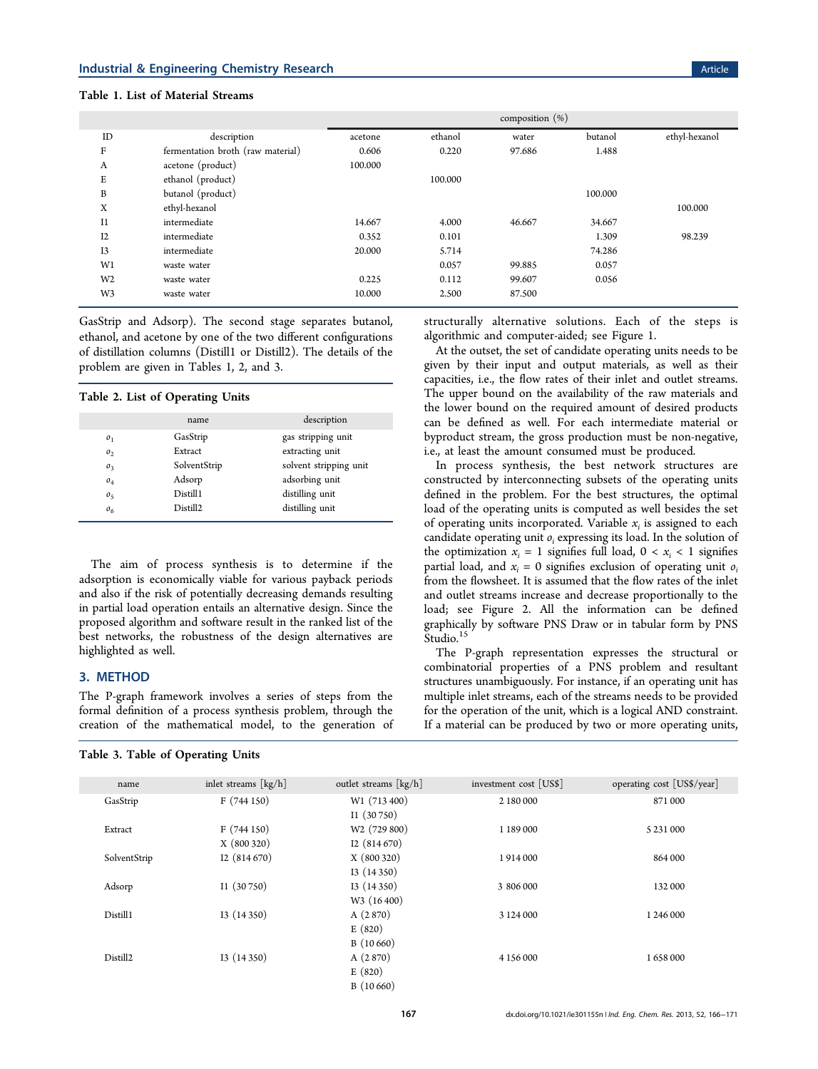**Table 1. List of Material Streams**

| ID | description | composition (%) | | | | |
|---|---|---|---|---|---|---|
| | | acetone | ethanol | water | butanol | ethyl-hexanol |
| F | fermentation broth (raw material) | 0.606 | 0.220 | 97.686 | 1.488 | |
| A | acetone (product) | 100.000 | | | | |
| E | ethanol (product) | | 100.000 | | | |
| B | butanol (product) | | | | 100.000 | |
| X | ethyl-hexanol | | | | | 100.000 |
| I1 | intermediate | 14.667 | 4.000 | 46.667 | 34.667 | |
| I2 | intermediate | 0.352 | 0.101 | | 1.309 | 98.239 |
| I3 | intermediate | 20.000 | 5.714 | | 74.286 | |
| W1 | waste water | | 0.057 | 99.885 | 0.057 | |
| W2 | waste water | 0.225 | 0.112 | 99.607 | 0.056 | |
| W3 | waste water | 10.000 | 2.500 | 87.500 | | |

GasStrip and Adsorp). The second stage separates butanol, ethanol, and acetone by one of the two different configurations of distillation columns (Distill1 or Distill2). The details of the problem are given in Tables 1, 2, and 3.

**Table 2. List of Operating Units**

| | name | description |
|---|---|---|
| $o_1$ | GasStrip | gas stripping unit |
| $o_2$ | Extract | extracting unit |
| $o_3$ | SolventStrip | solvent stripping unit |
| $o_4$ | Adsorp | adsorbing unit |
| $o_5$ | Distill1 | distilling unit |
| $o_6$ | Distill2 | distilling unit |

The aim of process synthesis is to determine if the adsorption is economically viable for various payback periods and also if the risk of potentially decreasing demands resulting in partial load operation entails an alternative design. Since the proposed algorithm and software result in the ranked list of the best networks, the robustness of the design alternatives are highlighted as well.

## 3. METHOD

The P-graph framework involves a series of steps from the formal definition of a process synthesis problem, through the creation of the mathematical model, to the generation of structurally alternative solutions. Each of the steps is algorithmic and computer-aided; see Figure 1.

At the outset, the set of candidate operating units needs to be given by their input and output materials, as well as their capacities, i.e., the flow rates of their inlet and outlet streams. The upper bound on the availability of the raw materials and the lower bound on the required amount of desired products can be defined as well. For each intermediate material or byproduct stream, the gross production must be non-negative, i.e., at least the amount consumed must be produced.

In process synthesis, the best network structures are constructed by interconnecting subsets of the operating units defined in the problem. For the best structures, the optimal load of the operating units is computed as well besides the set of operating units incorporated. Variable $x_i$ is assigned to each candidate operating unit $o_i$ expressing its load. In the solution of the optimization $x_i = 1$ signifies full load, $0 < x_i < 1$ signifies partial load, and $x_i = 0$ signifies exclusion of operating unit $o_i$ from the flowsheet. It is assumed that the flow rates of the inlet and outlet streams increase and decrease proportionally to the load; see Figure 2. All the information can be defined graphically by software PNS Draw or in tabular form by PNS Studio.[15]

The P-graph representation expresses the structural or combinatorial properties of a PNS problem and resultant structures unambiguously. For instance, if an operating unit has multiple inlet streams, each of the streams needs to be provided for the operation of the unit, which is a logical AND constraint. If a material can be produced by two or more operating units,

**Table 3. Table of Operating Units**

| name | inlet streams [kg/h] | outlet streams [kg/h] | investment cost [US$] | operating cost [US$/year] |
|---|---|---|---|---|
| GasStrip | F (744 150) | W1 (713 400)<br>I1 (30 750) | 2 180 000 | 871 000 |
| Extract | F (744 150)<br>X (800 320) | W2 (729 800)<br>I2 (814 670) | 1 189 000 | 5 231 000 |
| SolventStrip | I2 (814 670) | X (800 320)<br>I3 (14 350) | 1 914 000 | 864 000 |
| Adsorp | I1 (30 750) | I3 (14 350)<br>W3 (16 400) | 3 806 000 | 132 000 |
| Distill1 | I3 (14 350) | A (2 870)<br>E (820)<br>B (10 660) | 3 124 000 | 1 246 000 |
| Distill2 | I3 (14 350) | A (2 870)<br>E (820)<br>B (10 660) | 4 156 000 | 1 658 000 |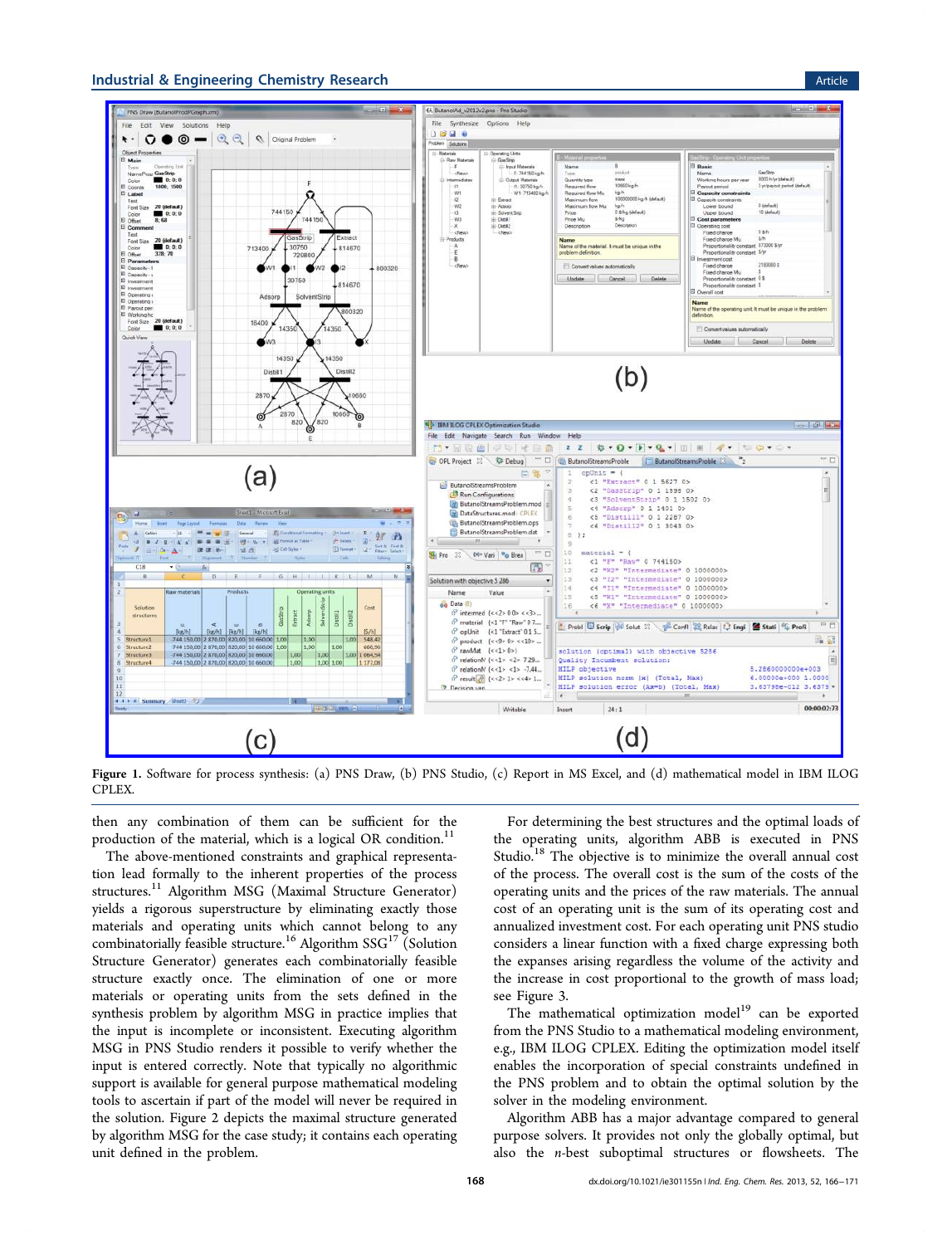Figure 1. Software for process synthesis: (a) PNS Draw, (b) PNS Studio, (c) Report in MS Excel, and (d) mathematical model in IBM ILOG CPLEX.

then any combination of them can be sufficient for the production of the material, which is a logical OR condition.[11]

The above-mentioned constraints and graphical representation lead formally to the inherent properties of the process structures.[11] Algorithm MSG (Maximal Structure Generator) yields a rigorous superstructure by eliminating exactly those materials and operating units which cannot belong to any combinatorially feasible structure.[16] Algorithm SSG[17] (Solution Structure Generator) generates each combinatorially feasible structure exactly once. The elimination of one or more materials or operating units from the sets defined in the synthesis problem by algorithm MSG in practice implies that the input is incomplete or inconsistent. Executing algorithm MSG in PNS Studio renders it possible to verify whether the input is entered correctly. Note that typically no algorithmic support is available for general purpose mathematical modeling tools to ascertain if part of the model will never be required in the solution. Figure 2 depicts the maximal structure generated by algorithm MSG for the case study; it contains each operating unit defined in the problem.

For determining the best structures and the optimal loads of the operating units, algorithm ABB is executed in PNS Studio.[18] The objective is to minimize the overall annual cost of the process. The overall cost is the sum of the costs of the operating units and the prices of the raw materials. The annual cost of an operating unit is the sum of its operating cost and annualized investment cost. For each operating unit PNS studio considers a linear function with a fixed charge expressing both the expanses arising regardless the volume of the activity and the increase in cost proportional to the growth of mass load; see Figure 3.

The mathematical optimization model[19] can be exported from the PNS Studio to a mathematical modeling environment, e.g., IBM ILOG CPLEX. Editing the optimization model itself enables the incorporation of special constraints undefined in the PNS problem and to obtain the optimal solution by the solver in the modeling environment.

Algorithm ABB has a major advantage compared to general purpose solvers. It provides not only the globally optimal, but also the *n*-best suboptimal structures or flowsheets. The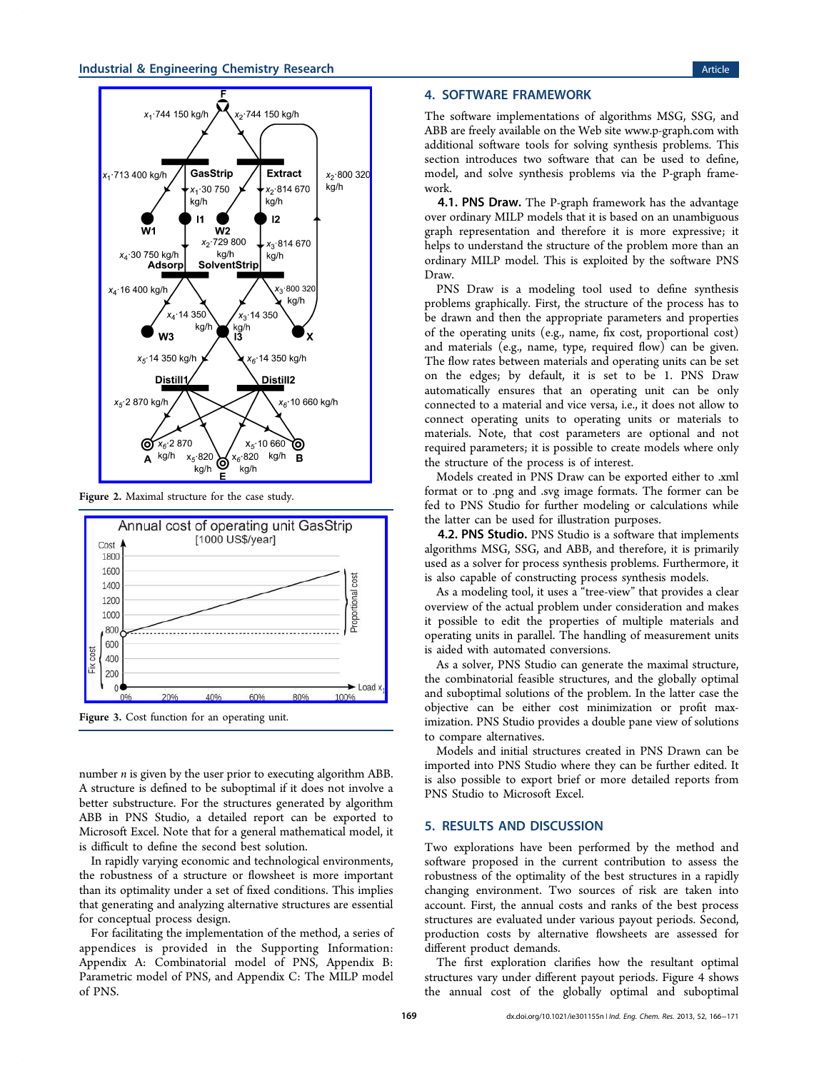Figure 2. Maximal structure for the case study.

Figure 3. Cost function for an operating unit.

number $n$ is given by the user prior to executing algorithm ABB. A structure is defined to be suboptimal if it does not involve a better substructure. For the structures generated by algorithm ABB in PNS Studio, a detailed report can be exported to Microsoft Excel. Note that for a general mathematical model, it is difficult to define the second best solution.

In rapidly varying economic and technological environments, the robustness of a structure or flowsheet is more important than its optimality under a set of fixed conditions. This implies that generating and analyzing alternative structures are essential for conceptual process design.

For facilitating the implementation of the method, a series of appendices is provided in the Supporting Information: Appendix A: Combinatorial model of PNS, Appendix B: Parametric model of PNS, and Appendix C: The MILP model of PNS.

## 4. SOFTWARE FRAMEWORK

The software implementations of algorithms MSG, SSG, and ABB are freely available on the Web site www.p-graph.com with additional software tools for solving synthesis problems. This section introduces two software that can be used to define, model, and solve synthesis problems via the P-graph framework.

### 4.1. PNS Draw.

The P-graph framework has the advantage over ordinary MILP models that it is based on an unambiguous graph representation and therefore it is more expressive; it helps to understand the structure of the problem more than an ordinary MILP model. This is exploited by the software PNS Draw.

PNS Draw is a modeling tool used to define synthesis problems graphically. First, the structure of the process has to be drawn and then the appropriate parameters and properties of the operating units (e.g., name, fix cost, proportional cost) and materials (e.g., name, type, required flow) can be given. The flow rates between materials and operating units can be set on the edges; by default, it is set to be 1. PNS Draw automatically ensures that an operating unit can be only connected to a material and vice versa, i.e., it does not allow to connect operating units to operating units or materials to materials. Note, that cost parameters are optional and not required parameters; it is possible to create models where only the structure of the process is of interest.

Models created in PNS Draw can be exported either to .xml format or to .png and .svg image formats. The former can be fed to PNS Studio for further modeling or calculations while the latter can be used for illustration purposes.

### 4.2. PNS Studio.

PNS Studio is a software that implements algorithms MSG, SSG, and ABB, and therefore, it is primarily used as a solver for process synthesis problems. Furthermore, it is also capable of constructing process synthesis models.

As a modeling tool, it uses a "tree-view" that provides a clear overview of the actual problem under consideration and makes it possible to edit the properties of multiple materials and operating units in parallel. The handling of measurement units is aided with automated conversions.

As a solver, PNS Studio can generate the maximal structure, the combinatorial feasible structures, and the globally optimal and suboptimal solutions of the problem. In the latter case the objective can be either cost minimization or profit maximization. PNS Studio provides a double pane view of solutions to compare alternatives.

Models and initial structures created in PNS Drawn can be imported into PNS Studio where they can be further edited. It is also possible to export brief or more detailed reports from PNS Studio to Microsoft Excel.

## 5. RESULTS AND DISCUSSION

Two explorations have been performed by the method and software proposed in the current contribution to assess the robustness of the optimality of the best structures in a rapidly changing environment. Two sources of risk are taken into account. First, the annual costs and ranks of the best process structures are evaluated under various payout periods. Second, production costs by alternative flowsheets are assessed for different product demands.

The first exploration clarifies how the resultant optimal structures vary under different payout periods. Figure 4 shows the annual cost of the globally optimal and suboptimal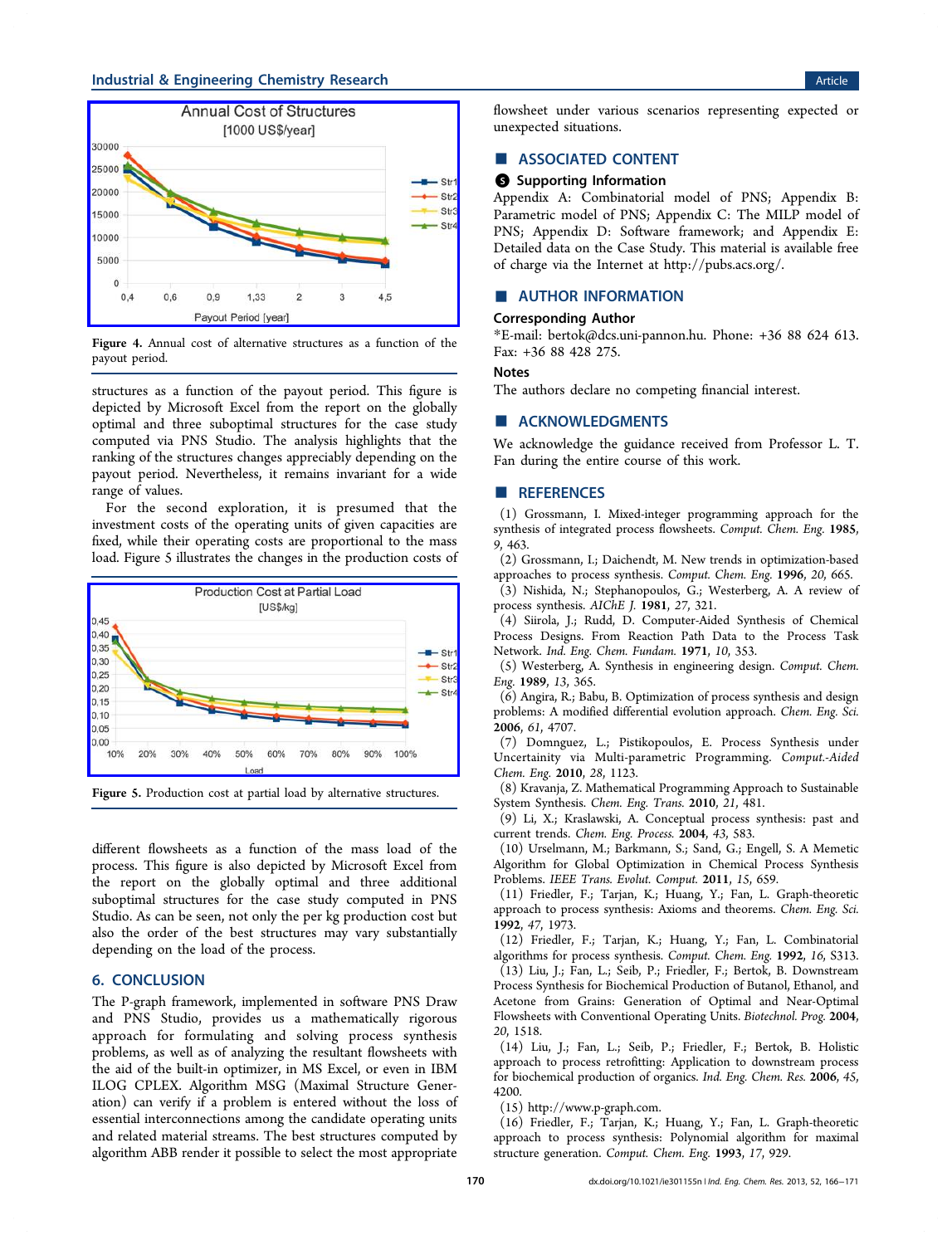Annual Cost of Structures
[1000 US$/year]

30000
25000
20000
15000
10000
5000
0

0,4 0,6 0,9 1,33 2 3 4,5

Payout Period [year]

Str1
Str2
Str3
Str4

Figure 4. Annual cost of alternative structures as a function of the payout period.

structures as a function of the payout period. This figure is depicted by Microsoft Excel from the report on the globally optimal and three suboptimal structures for the case study computed via PNS Studio. The analysis highlights that the ranking of the structures changes appreciably depending on the payout period. Nevertheless, it remains invariant for a wide range of values.

For the second exploration, it is presumed that the investment costs of the operating units of given capacities are fixed, while their operating costs are proportional to the mass load. Figure 5 illustrates the changes in the production costs of

Production Cost at Partial Load
[US$/kg]

0,45
0,40
0,35
0,30
0,25
0,20
0,15
0,10
0,05
0,00

10% 20% 30% 40% 50% 60% 70% 80% 90% 100%

Load

Str1
Str2
Str3
Str4

Figure 5. Production cost at partial load by alternative structures.

different flowsheets as a function of the mass load of the process. This figure is also depicted by Microsoft Excel from the report on the globally optimal and three additional suboptimal structures for the case study computed in PNS Studio. As can be seen, not only the per kg production cost but also the order of the best structures may vary substantially depending on the load of the process.

## 6. CONCLUSION

The P-graph framework, implemented in software PNS Draw and PNS Studio, provides us a mathematically rigorous approach for formulating and solving process synthesis problems, as well as of analyzing the resultant flowsheets with the aid of the built-in optimizer, in MS Excel, or even in IBM ILOG CPLEX. Algorithm MSG (Maximal Structure Generation) can verify if a problem is entered without the loss of essential interconnections among the related operating units and related material streams. The best structures computed by algorithm ABB render it possible to select the most appropriate flowsheet under various scenarios representing expected or unexpected situations.

## ■ ASSOCIATED CONTENT

### Supporting Information

Appendix A: Combinatorial model of PNS; Appendix B: Parametric model of PNS; Appendix C: The MILP model of PNS; Appendix D: Software framework; and Appendix E: Detailed data on the Case Study. This material is available free of charge via the Internet at http://pubs.acs.org/.

## ■ AUTHOR INFORMATION

### Corresponding Author

*E-mail: bertok@dcs.uni-pannon.hu. Phone: +36 88 624 613. Fax: +36 88 428 275.

### Notes

The authors declare no competing financial interest.

## ■ ACKNOWLEDGMENTS

We acknowledge the guidance received from Professor L. T. Fan during the entire course of this work.

## ■ REFERENCES

(1) Grossmann, I. Mixed-integer programming approach for the synthesis of integrated process flowsheets. *Comput. Chem. Eng.* **1985**, *9*, 463.

(2) Grossmann, I.; Daichendt, M. New trends in optimization-based approaches to process synthesis. *Comput. Chem. Eng.* **1996**, *20*, 665.

(3) Nishida, N.; Stephanopoulos, G.; Westerberg, A. A review of process synthesis. *AIChE J.* **1981**, *27*, 321.

(4) Siirola, J.; Rudd, D. Computer-Aided Synthesis of Chemical Process Designs. From Reaction Path Data to the Process Task Network. *Ind. Eng. Chem. Fundam.* **1971**, *10*, 353.

(5) Westerberg, A. Synthesis in engineering design. *Comput. Chem. Eng.* **1989**, *13*, 365.

(6) Angira, R.; Babu, B. Optimization of process synthesis and design problems: A modified differential evolution approach. *Chem. Eng. Sci.* **2006**, *61*, 4707.

(7) Domnguez, L.; Pistikopoulos, E. Process Synthesis under Uncertainty via Multi-parametric Programming. *Comput.-Aided Chem. Eng.* **2010**, *28*, 1123.

(8) Kravanja, Z. Mathematical Programming Approach to Sustainable System Synthesis. *Chem. Eng. Trans.* **2010**, *21*, 481.

(9) Li, X.; Kraslawski, A. Conceptual process synthesis: past and current trends. *Chem. Eng. Process.* **2004**, *43*, 583.

(10) Urselmann, M.; Barkmann, S.; Sand, G.; Engell, S. A Memetic Algorithm for Global Optimization in Chemical Process Synthesis Problems. *IEEE Trans. Evolut. Comput.* **2011**, *15*, 659.

(11) Friedler, F.; Tarjan, K.; Huang, Y.; Fan, L. Graph-theoretic approach to process synthesis: Axioms and theorems. *Chem. Eng. Sci.* **1992**, *47*, 1973.

(12) Friedler, F.; Tarjan, K.; Huang, Y.; Fan, L. Combinatorial algorithms for process synthesis. *Comput. Chem. Eng.* **1992**, *16*, S313.

(13) Liu, J.; Fan, L.; Seib, P.; Friedler, F.; Bertok, B. Downstream Process Synthesis for Biochemical Production of Butanol, Ethanol, and Acetone from Grains: Generation of Optimal and Near-Optimal Flowsheets with Conventional Operating Units. *Biotechnol. Prog.* **2004**, *20*, 1518.

(14) Liu, J.; Fan, L.; Seib, P.; Friedler, F.; Bertok, B. Holistic approach to process retrofitting: Application to downstream process for biochemical production of organics. *Ind. Eng. Chem. Res.* **2006**, *45*, 4200.

(15) http://www.p-graph.com.

(16) Friedler, F.; Tarjan, K.; Huang, Y.; Fan, L. Graph-theoretic approach to process synthesis: Polynomial algorithm for maximal structure generation. *Comput. Chem. Eng.* **1993**, *17*, 929.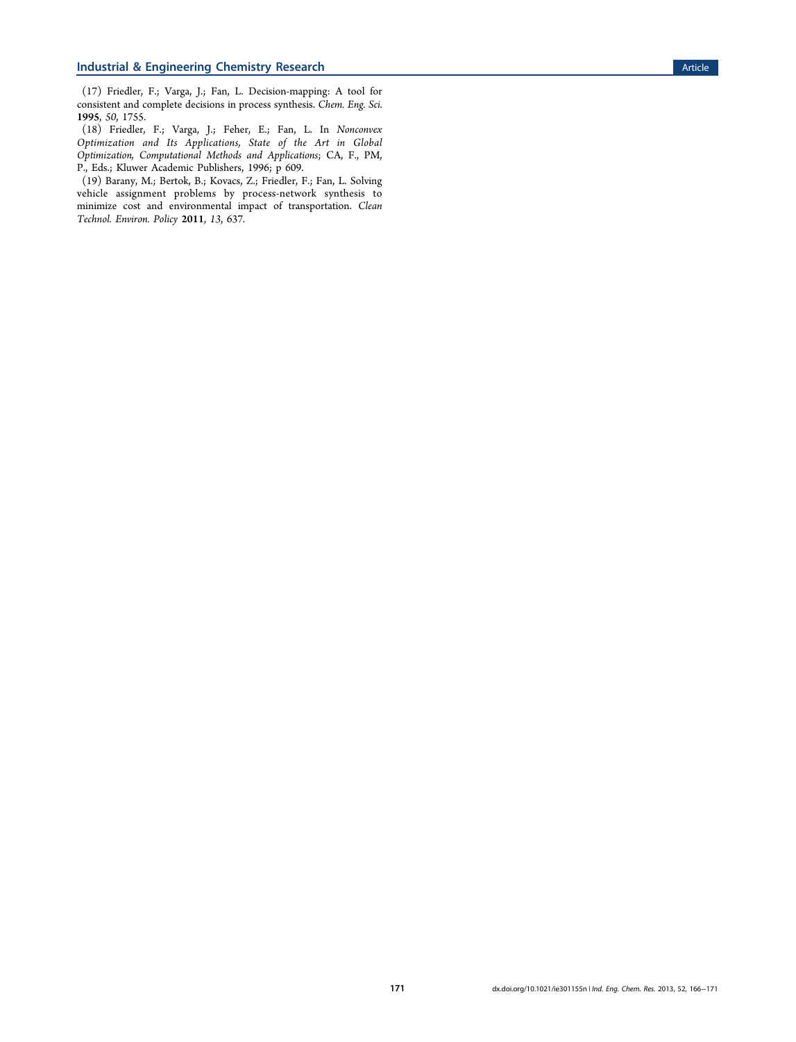(17) Friedler, F.; Varga, J.; Fan, L. Decision-mapping: A tool for consistent and complete decisions in process synthesis. *Chem. Eng. Sci.* **1995**, *50*, 1755.

(18) Friedler, F.; Varga, J.; Feher, E.; Fan, L. In *Nonconvex Optimization and Its Applications, State of the Art in Global Optimization, Computational Methods and Applications*; CA, F., PM, P., Eds.; Kluwer Academic Publishers, 1996; p 609.

(19) Barany, M.; Bertok, B.; Kovacs, Z.; Friedler, F.; Fan, L. Solving vehicle assignment problems by process-network synthesis to minimize cost and environmental impact of transportation. *Clean Technol. Environ. Policy* **2011**, *13*, 637.